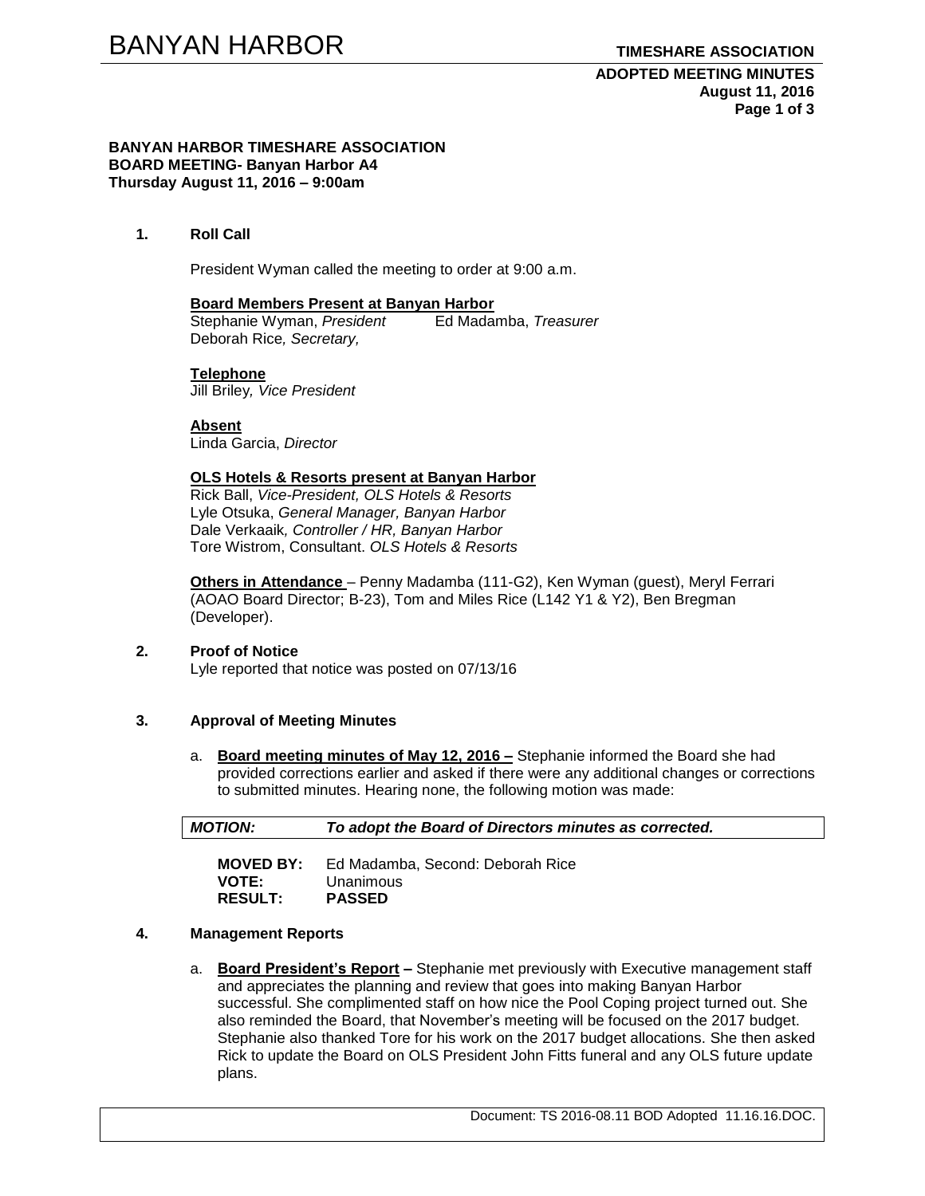**BANYAN HARBOR TIMESHARE ASSOCIATION**
**BOARD MEETING- Banyan Harbor A4**
**Thursday August 11, 2016 – 9:00am**

**1. Roll Call**

President Wyman called the meeting to order at 9:00 a.m.

**Board Members Present at Banyan Harbor**
Stephanie Wyman, *President* Ed Madamba, *Treasurer*
Deborah Rice*, Secretary,*

**Telephone**
Jill Briley*, Vice President*

**Absent**
Linda Garcia, *Director*

**OLS Hotels & Resorts present at Banyan Harbor**
Rick Ball, *Vice-President, OLS Hotels & Resorts*
Lyle Otsuka, *General Manager, Banyan Harbor*
Dale Verkaaik*, Controller / HR, Banyan Harbor*
Tore Wistrom, Consultant. *OLS Hotels & Resorts*

**Others in Attendance** – Penny Madamba (111-G2), Ken Wyman (guest), Meryl Ferrari (AOAO Board Director; B-23), Tom and Miles Rice (L142 Y1 & Y2), Ben Bregman (Developer).

**2. Proof of Notice**
Lyle reported that notice was posted on 07/13/16

**3. Approval of Meeting Minutes**

a. **Board meeting minutes of May 12, 2016 –** Stephanie informed the Board she had provided corrections earlier and asked if there were any additional changes or corrections to submitted minutes. Hearing none, the following motion was made:

| ***MOTION:*** | ***To adopt the Board of Directors minutes as corrected.*** |
|---|---|

**MOVED BY:** Ed Madamba, Second: Deborah Rice
**VOTE:** Unanimous
**RESULT:** **PASSED**

**4. Management Reports**

a. **Board President's Report –** Stephanie met previously with Executive management staff and appreciates the planning and review that goes into making Banyan Harbor successful. She complimented staff on how nice the Pool Coping project turned out. She also reminded the Board, that November's meeting will be focused on the 2017 budget. Stephanie also thanked Tore for his work on the 2017 budget allocations. She then asked Rick to update the Board on OLS President John Fitts funeral and any OLS future update plans.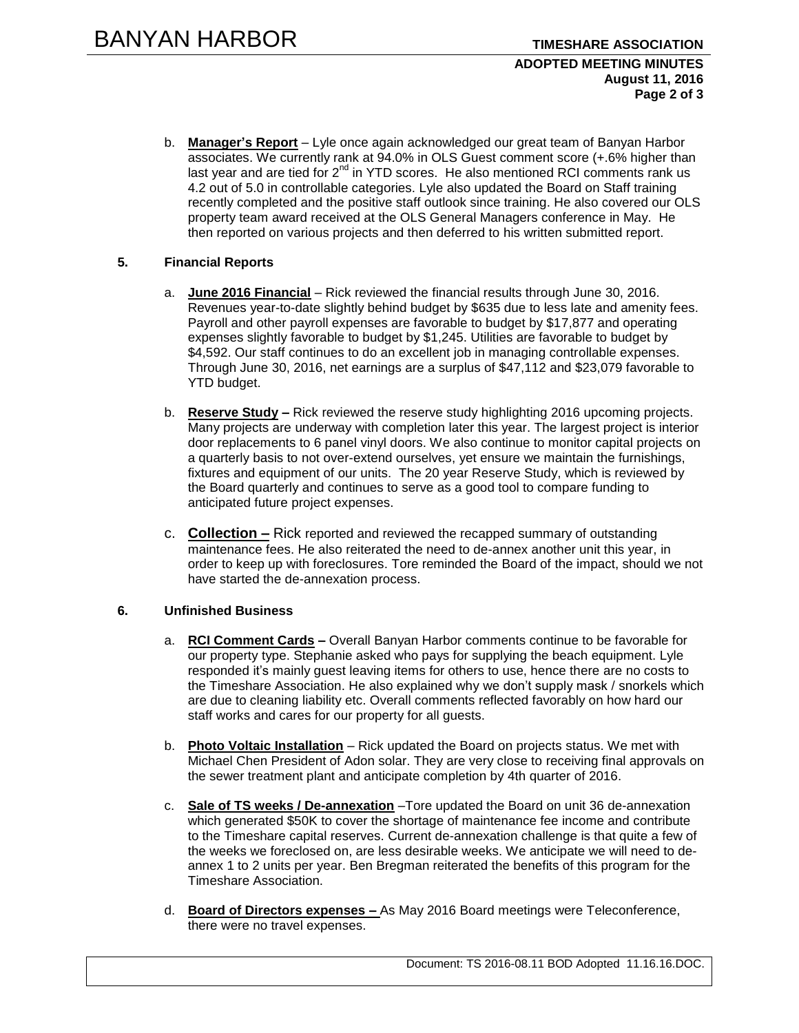b. **Manager's Report** – Lyle once again acknowledged our great team of Banyan Harbor associates. We currently rank at 94.0% in OLS Guest comment score (+.6% higher than last year and are tied for 2nd in YTD scores. He also mentioned RCI comments rank us 4.2 out of 5.0 in controllable categories. Lyle also updated the Board on Staff training recently completed and the positive staff outlook since training. He also covered our OLS property team award received at the OLS General Managers conference in May. He then reported on various projects and then deferred to his written submitted report.

**5. Financial Reports**

a. **June 2016 Financial** – Rick reviewed the financial results through June 30, 2016. Revenues year-to-date slightly behind budget by $635 due to less late and amenity fees. Payroll and other payroll expenses are favorable to budget by $17,877 and operating expenses slightly favorable to budget by $1,245. Utilities are favorable to budget by $4,592. Our staff continues to do an excellent job in managing controllable expenses. Through June 30, 2016, net earnings are a surplus of $47,112 and $23,079 favorable to YTD budget.

b. **Reserve Study –** Rick reviewed the reserve study highlighting 2016 upcoming projects. Many projects are underway with completion later this year. The largest project is interior door replacements to 6 panel vinyl doors. We also continue to monitor capital projects on a quarterly basis to not over-extend ourselves, yet ensure we maintain the furnishings, fixtures and equipment of our units. The 20 year Reserve Study, which is reviewed by the Board quarterly and continues to serve as a good tool to compare funding to anticipated future project expenses.

c. **Collection –** Rick reported and reviewed the recapped summary of outstanding maintenance fees. He also reiterated the need to de-annex another unit this year, in order to keep up with foreclosures. Tore reminded the Board of the impact, should we not have started the de-annexation process.

**6. Unfinished Business**

a. **RCI Comment Cards –** Overall Banyan Harbor comments continue to be favorable for our property type. Stephanie asked who pays for supplying the beach equipment. Lyle responded it's mainly guest leaving items for others to use, hence there are no costs to the Timeshare Association. He also explained why we don't supply mask / snorkels which are due to cleaning liability etc. Overall comments reflected favorably on how hard our staff works and cares for our property for all guests.

b. **Photo Voltaic Installation** – Rick updated the Board on projects status. We met with Michael Chen President of Adon solar. They are very close to receiving final approvals on the sewer treatment plant and anticipate completion by 4th quarter of 2016.

c. **Sale of TS weeks / De-annexation** –Tore updated the Board on unit 36 de-annexation which generated $50K to cover the shortage of maintenance fee income and contribute to the Timeshare capital reserves. Current de-annexation challenge is that quite a few of the weeks we foreclosed on, are less desirable weeks. We anticipate we will need to de-annex 1 to 2 units per year. Ben Bregman reiterated the benefits of this program for the Timeshare Association.

d. **Board of Directors expenses –** As May 2016 Board meetings were Teleconference, there were no travel expenses.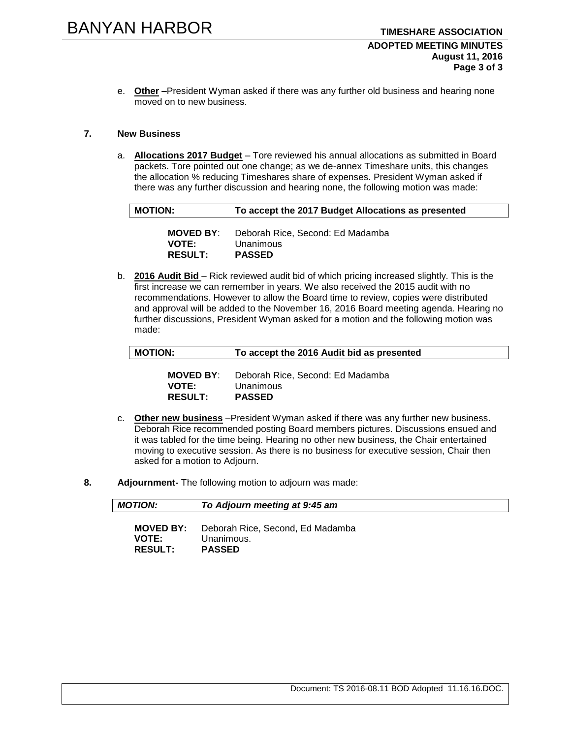e. **Other** –President Wyman asked if there was any further old business and hearing none moved on to new business.

**7. New Business**

a. **Allocations 2017 Budget** – Tore reviewed his annual allocations as submitted in Board packets. Tore pointed out one change; as we de-annex Timeshare units, this changes the allocation % reducing Timeshares share of expenses. President Wyman asked if there was any further discussion and hearing none, the following motion was made:

| **MOTION:** | **To accept the 2017 Budget Allocations as presented** |
|---|---|

**MOVED BY**: Deborah Rice, Second: Ed Madamba
**VOTE:** Unanimous
**RESULT:** **PASSED**

b. **2016 Audit Bid** – Rick reviewed audit bid of which pricing increased slightly. This is the first increase we can remember in years. We also received the 2015 audit with no recommendations. However to allow the Board time to review, copies were distributed and approval will be added to the November 16, 2016 Board meeting agenda. Hearing no further discussions, President Wyman asked for a motion and the following motion was made:

| **MOTION:** | **To accept the 2016 Audit bid as presented** |
|---|---|

**MOVED BY**: Deborah Rice, Second: Ed Madamba
**VOTE:** Unanimous
**RESULT:** **PASSED**

c. **Other new business** –President Wyman asked if there was any further new business. Deborah Rice recommended posting Board members pictures. Discussions ensued and it was tabled for the time being. Hearing no other new business, the Chair entertained moving to executive session. As there is no business for executive session, Chair then asked for a motion to Adjourn.

**8. Adjournment-** The following motion to adjourn was made:

| ***MOTION:*** | ***To Adjourn meeting at 9:45 am*** |
|---|---|

**MOVED BY:** Deborah Rice, Second, Ed Madamba
**VOTE:** Unanimous.
**RESULT:** **PASSED**

Document: TS 2016-08.11 BOD Adopted 11.16.16.DOC.